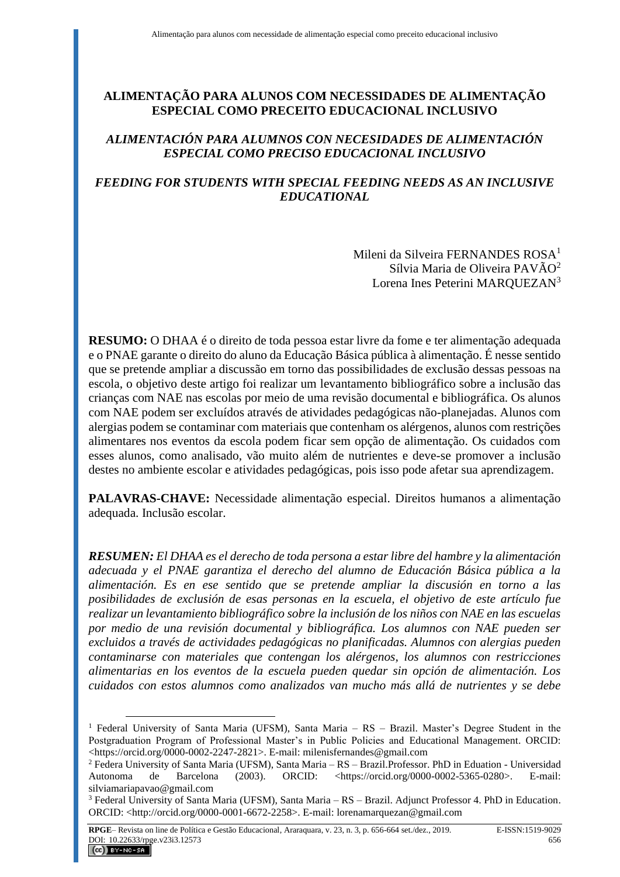# ALIMENTAÇÃO PARA ALUNOS COM NECESSIDADES DE ALIMENTAÇÃO ESPECIAL COMO PRECEITO EDUCACIONAL INCLUSIVO

## *ALIMENTACIÓN PARA ALUMNOS CON NECESIDADES DE ALIMENTACIÓN ESPECIAL COMO PRECISO EDUCACIONAL INCLUSIVO*

## *FEEDING FOR STUDENTS WITH SPECIAL FEEDING NEEDS AS AN INCLUSIVE EDUCATIONAL*

Mileni da Silveira FERNANDES ROSA[1]
Sílvia Maria de Oliveira PAVÃO[2]
Lorena Ines Peterini MARQUEZAN[3]

**RESUMO:** O DHAA é o direito de toda pessoa estar livre da fome e ter alimentação adequada e o PNAE garante o direito do aluno da Educação Básica pública à alimentação. É nesse sentido que se pretende ampliar a discussão em torno das possibilidades de exclusão dessas pessoas na escola, o objetivo deste artigo foi realizar um levantamento bibliográfico sobre a inclusão das crianças com NAE nas escolas por meio de uma revisão documental e bibliográfica. Os alunos com NAE podem ser excluídos através de atividades pedagógicas não-planejadas. Alunos com alergias podem se contaminar com materiais que contenham os alérgenos, alunos com restrições alimentares nos eventos da escola podem ficar sem opção de alimentação. Os cuidados com esses alunos, como analisado, vão muito além de nutrientes e deve-se promover a inclusão destes no ambiente escolar e atividades pedagógicas, pois isso pode afetar sua aprendizagem.

**PALAVRAS-CHAVE:** Necessidade alimentação especial. Direitos humanos a alimentação adequada. Inclusão escolar.

***RESUMEN:*** *El DHAA es el derecho de toda persona a estar libre del hambre y la alimentación adecuada y el PNAE garantiza el derecho del alumno de Educación Básica pública a la alimentación. Es en ese sentido que se pretende ampliar la discusión en torno a las posibilidades de exclusión de esas personas en la escuela, el objetivo de este artículo fue realizar un levantamiento bibliográfico sobre la inclusión de los niños con NAE en las escuelas por medio de una revisión documental y bibliográfica. Los alumnos con NAE pueden ser excluidos a través de actividades pedagógicas no planificadas. Alumnos con alergias pueden contaminarse con materiales que contengan los alérgenos, los alumnos con restricciones alimentarias en los eventos de la escuela pueden quedar sin opción de alimentación. Los cuidados con estos alumnos como analizados van mucho más allá de nutrientes y se debe*

---

[1] Federal University of Santa Maria (UFSM), Santa Maria – RS – Brazil. Master's Degree Student in the Postgraduation Program of Professional Master's in Public Policies and Educational Management. ORCID: <https://orcid.org/0000-0002-2247-2821>. E-mail: milenisfernandes@gmail.com

[2] Federa University of Santa Maria (UFSM), Santa Maria – RS – Brazil.Professor. PhD in Eduation - Universidad Autonoma de Barcelona (2003). ORCID: <https://orcid.org/0000-0002-5365-0280>. E-mail: silviamariapavao@gmail.com

[3] Federal University of Santa Maria (UFSM), Santa Maria – RS – Brazil. Adjunct Professor 4. PhD in Education. ORCID: <http://orcid.org/0000-0001-6672-2258>. E-mail: lorenamarquezan@gmail.com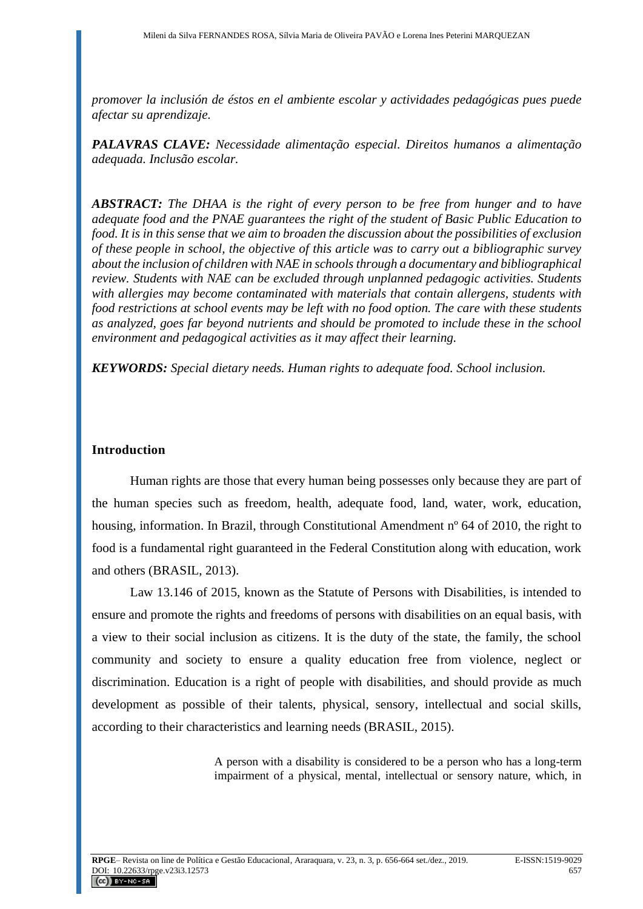*promover la inclusión de éstos en el ambiente escolar y actividades pedagógicas pues puede afectar su aprendizaje.*

***PALAVRAS CLAVE:*** *Necessidade alimentação especial. Direitos humanos a alimentação adequada. Inclusão escolar.*

***ABSTRACT:*** *The DHAA is the right of every person to be free from hunger and to have adequate food and the PNAE guarantees the right of the student of Basic Public Education to food. It is in this sense that we aim to broaden the discussion about the possibilities of exclusion of these people in school, the objective of this article was to carry out a bibliographic survey about the inclusion of children with NAE in schools through a documentary and bibliographical review. Students with NAE can be excluded through unplanned pedagogic activities. Students with allergies may become contaminated with materials that contain allergens, students with food restrictions at school events may be left with no food option. The care with these students as analyzed, goes far beyond nutrients and should be promoted to include these in the school environment and pedagogical activities as it may affect their learning.*

***KEYWORDS:*** *Special dietary needs. Human rights to adequate food. School inclusion.*

## Introduction

Human rights are those that every human being possesses only because they are part of the human species such as freedom, health, adequate food, land, water, work, education, housing, information. In Brazil, through Constitutional Amendment nº 64 of 2010, the right to food is a fundamental right guaranteed in the Federal Constitution along with education, work and others (BRASIL, 2013).

Law 13.146 of 2015, known as the Statute of Persons with Disabilities, is intended to ensure and promote the rights and freedoms of persons with disabilities on an equal basis, with a view to their social inclusion as citizens. It is the duty of the state, the family, the school community and society to ensure a quality education free from violence, neglect or discrimination. Education is a right of people with disabilities, and should provide as much development as possible of their talents, physical, sensory, intellectual and social skills, according to their characteristics and learning needs (BRASIL, 2015).

> A person with a disability is considered to be a person who has a long-term impairment of a physical, mental, intellectual or sensory nature, which, in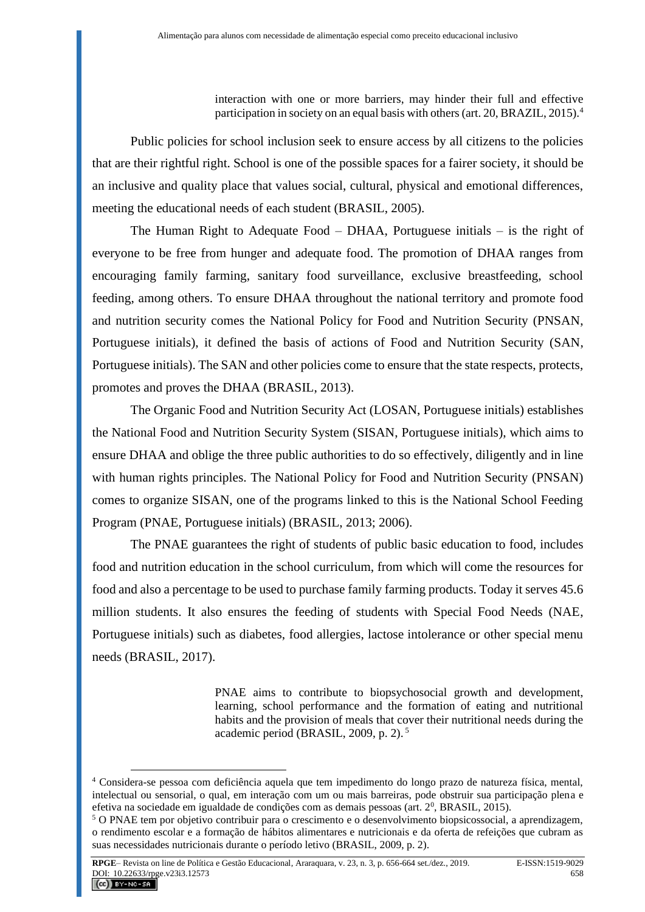> interaction with one or more barriers, may hinder their full and effective participation in society on an equal basis with others (art. 20, BRAZIL, 2015).[4]

Public policies for school inclusion seek to ensure access by all citizens to the policies that are their rightful right. School is one of the possible spaces for a fairer society, it should be an inclusive and quality place that values social, cultural, physical and emotional differences, meeting the educational needs of each student (BRASIL, 2005).

The Human Right to Adequate Food – DHAA, Portuguese initials – is the right of everyone to be free from hunger and adequate food. The promotion of DHAA ranges from encouraging family farming, sanitary food surveillance, exclusive breastfeeding, school feeding, among others. To ensure DHAA throughout the national territory and promote food and nutrition security comes the National Policy for Food and Nutrition Security (PNSAN, Portuguese initials), it defined the basis of actions of Food and Nutrition Security (SAN, Portuguese initials). The SAN and other policies come to ensure that the state respects, protects, promotes and proves the DHAA (BRASIL, 2013).

The Organic Food and Nutrition Security Act (LOSAN, Portuguese initials) establishes the National Food and Nutrition Security System (SISAN, Portuguese initials), which aims to ensure DHAA and oblige the three public authorities to do so effectively, diligently and in line with human rights principles. The National Policy for Food and Nutrition Security (PNSAN) comes to organize SISAN, one of the programs linked to this is the National School Feeding Program (PNAE, Portuguese initials) (BRASIL, 2013; 2006).

The PNAE guarantees the right of students of public basic education to food, includes food and nutrition education in the school curriculum, from which will come the resources for food and also a percentage to be used to purchase family farming products. Today it serves 45.6 million students. It also ensures the feeding of students with Special Food Needs (NAE, Portuguese initials) such as diabetes, food allergies, lactose intolerance or other special menu needs (BRASIL, 2017).

> PNAE aims to contribute to biopsychosocial growth and development, learning, school performance and the formation of eating and nutritional habits and the provision of meals that cover their nutritional needs during the academic period (BRASIL, 2009, p. 2).[5]

---

[4] Considera-se pessoa com deficiência aquela que tem impedimento do longo prazo de natureza física, mental, intelectual ou sensorial, o qual, em interação com um ou mais barreiras, pode obstruir sua participação plena e efetiva na sociedade em igualdade de condições com as demais pessoas (art. 2⁰, BRASIL, 2015).

[5] O PNAE tem por objetivo contribuir para o crescimento e o desenvolvimento biopsicossocial, a aprendizagem, o rendimento escolar e a formação de hábitos alimentares e nutricionais e da oferta de refeições que cubram as suas necessidades nutricionais durante o período letivo (BRASIL, 2009, p. 2).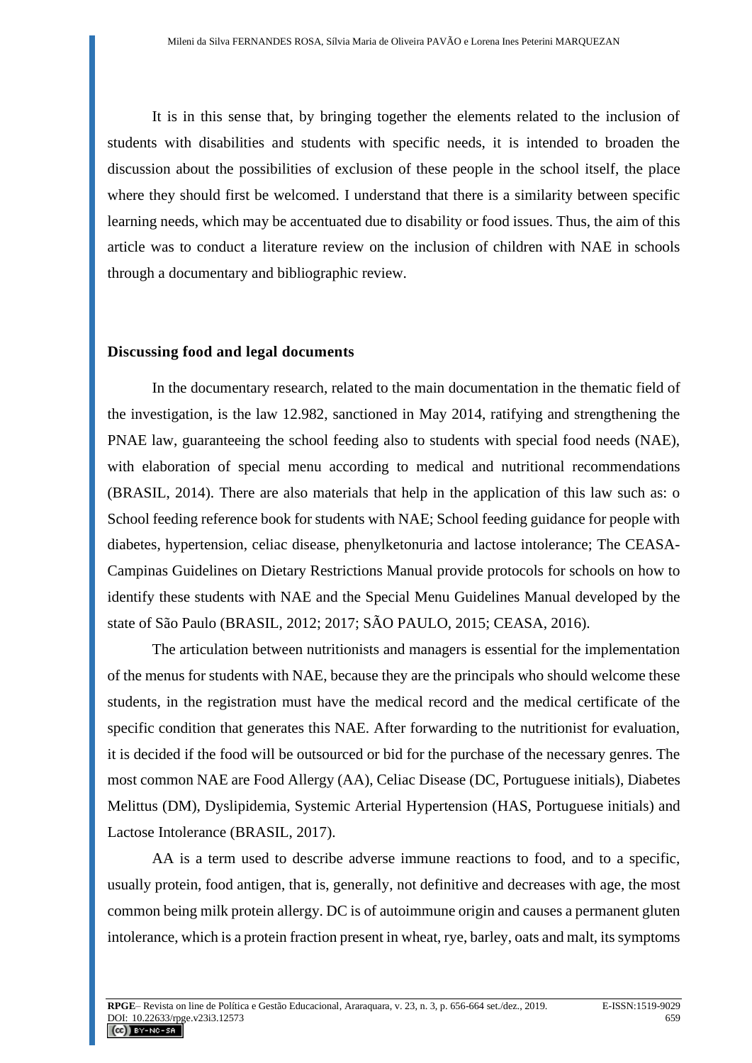It is in this sense that, by bringing together the elements related to the inclusion of students with disabilities and students with specific needs, it is intended to broaden the discussion about the possibilities of exclusion of these people in the school itself, the place where they should first be welcomed. I understand that there is a similarity between specific learning needs, which may be accentuated due to disability or food issues. Thus, the aim of this article was to conduct a literature review on the inclusion of children with NAE in schools through a documentary and bibliographic review.

## Discussing food and legal documents

In the documentary research, related to the main documentation in the thematic field of the investigation, is the law 12.982, sanctioned in May 2014, ratifying and strengthening the PNAE law, guaranteeing the school feeding also to students with special food needs (NAE), with elaboration of special menu according to medical and nutritional recommendations (BRASIL, 2014). There are also materials that help in the application of this law such as: o School feeding reference book for students with NAE; School feeding guidance for people with diabetes, hypertension, celiac disease, phenylketonuria and lactose intolerance; The CEASA-Campinas Guidelines on Dietary Restrictions Manual provide protocols for schools on how to identify these students with NAE and the Special Menu Guidelines Manual developed by the state of São Paulo (BRASIL, 2012; 2017; SÃO PAULO, 2015; CEASA, 2016).

The articulation between nutritionists and managers is essential for the implementation of the menus for students with NAE, because they are the principals who should welcome these students, in the registration must have the medical record and the medical certificate of the specific condition that generates this NAE. After forwarding to the nutritionist for evaluation, it is decided if the food will be outsourced or bid for the purchase of the necessary genres. The most common NAE are Food Allergy (AA), Celiac Disease (DC, Portuguese initials), Diabetes Melittus (DM), Dyslipidemia, Systemic Arterial Hypertension (HAS, Portuguese initials) and Lactose Intolerance (BRASIL, 2017).

AA is a term used to describe adverse immune reactions to food, and to a specific, usually protein, food antigen, that is, generally, not definitive and decreases with age, the most common being milk protein allergy. DC is of autoimmune origin and causes a permanent gluten intolerance, which is a protein fraction present in wheat, rye, barley, oats and malt, its symptoms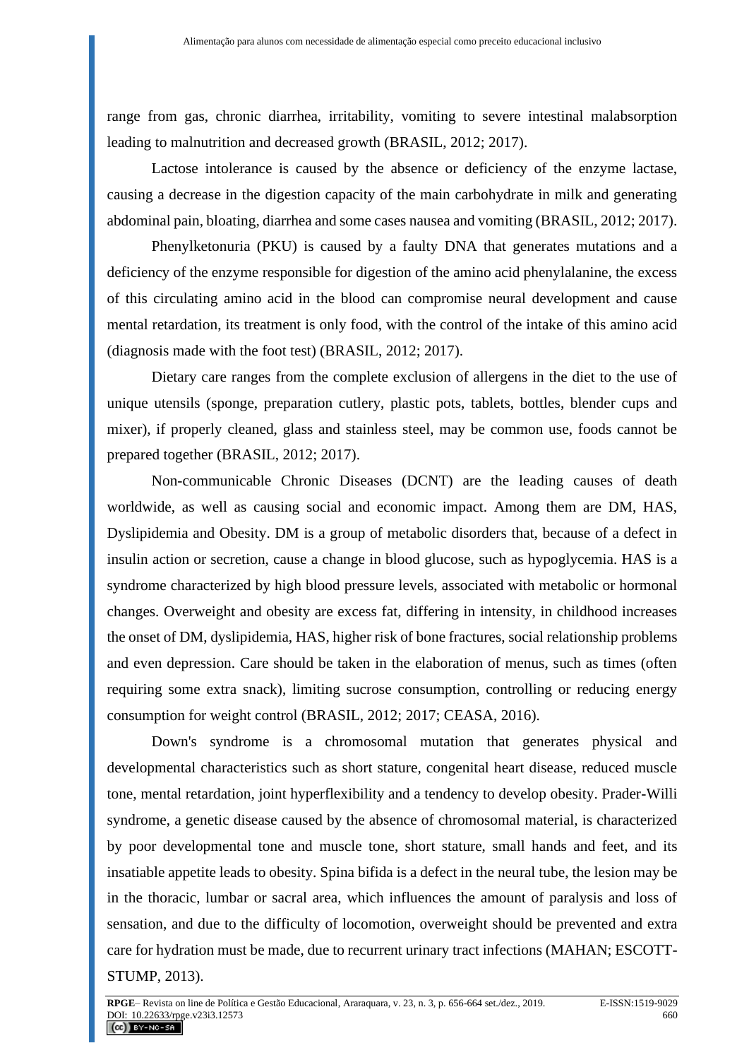range from gas, chronic diarrhea, irritability, vomiting to severe intestinal malabsorption leading to malnutrition and decreased growth (BRASIL, 2012; 2017).

Lactose intolerance is caused by the absence or deficiency of the enzyme lactase, causing a decrease in the digestion capacity of the main carbohydrate in milk and generating abdominal pain, bloating, diarrhea and some cases nausea and vomiting (BRASIL, 2012; 2017).

Phenylketonuria (PKU) is caused by a faulty DNA that generates mutations and a deficiency of the enzyme responsible for digestion of the amino acid phenylalanine, the excess of this circulating amino acid in the blood can compromise neural development and cause mental retardation, its treatment is only food, with the control of the intake of this amino acid (diagnosis made with the foot test) (BRASIL, 2012; 2017).

Dietary care ranges from the complete exclusion of allergens in the diet to the use of unique utensils (sponge, preparation cutlery, plastic pots, tablets, bottles, blender cups and mixer), if properly cleaned, glass and stainless steel, may be common use, foods cannot be prepared together (BRASIL, 2012; 2017).

Non-communicable Chronic Diseases (DCNT) are the leading causes of death worldwide, as well as causing social and economic impact. Among them are DM, HAS, Dyslipidemia and Obesity. DM is a group of metabolic disorders that, because of a defect in insulin action or secretion, cause a change in blood glucose, such as hypoglycemia. HAS is a syndrome characterized by high blood pressure levels, associated with metabolic or hormonal changes. Overweight and obesity are excess fat, differing in intensity, in childhood increases the onset of DM, dyslipidemia, HAS, higher risk of bone fractures, social relationship problems and even depression. Care should be taken in the elaboration of menus, such as times (often requiring some extra snack), limiting sucrose consumption, controlling or reducing energy consumption for weight control (BRASIL, 2012; 2017; CEASA, 2016).

Down's syndrome is a chromosomal mutation that generates physical and developmental characteristics such as short stature, congenital heart disease, reduced muscle tone, mental retardation, joint hyperflexibility and a tendency to develop obesity. Prader-Willi syndrome, a genetic disease caused by the absence of chromosomal material, is characterized by poor developmental tone and muscle tone, short stature, small hands and feet, and its insatiable appetite leads to obesity. Spina bifida is a defect in the neural tube, the lesion may be in the thoracic, lumbar or sacral area, which influences the amount of paralysis and loss of sensation, and due to the difficulty of locomotion, overweight should be prevented and extra care for hydration must be made, due to recurrent urinary tract infections (MAHAN; ESCOTT-STUMP, 2013).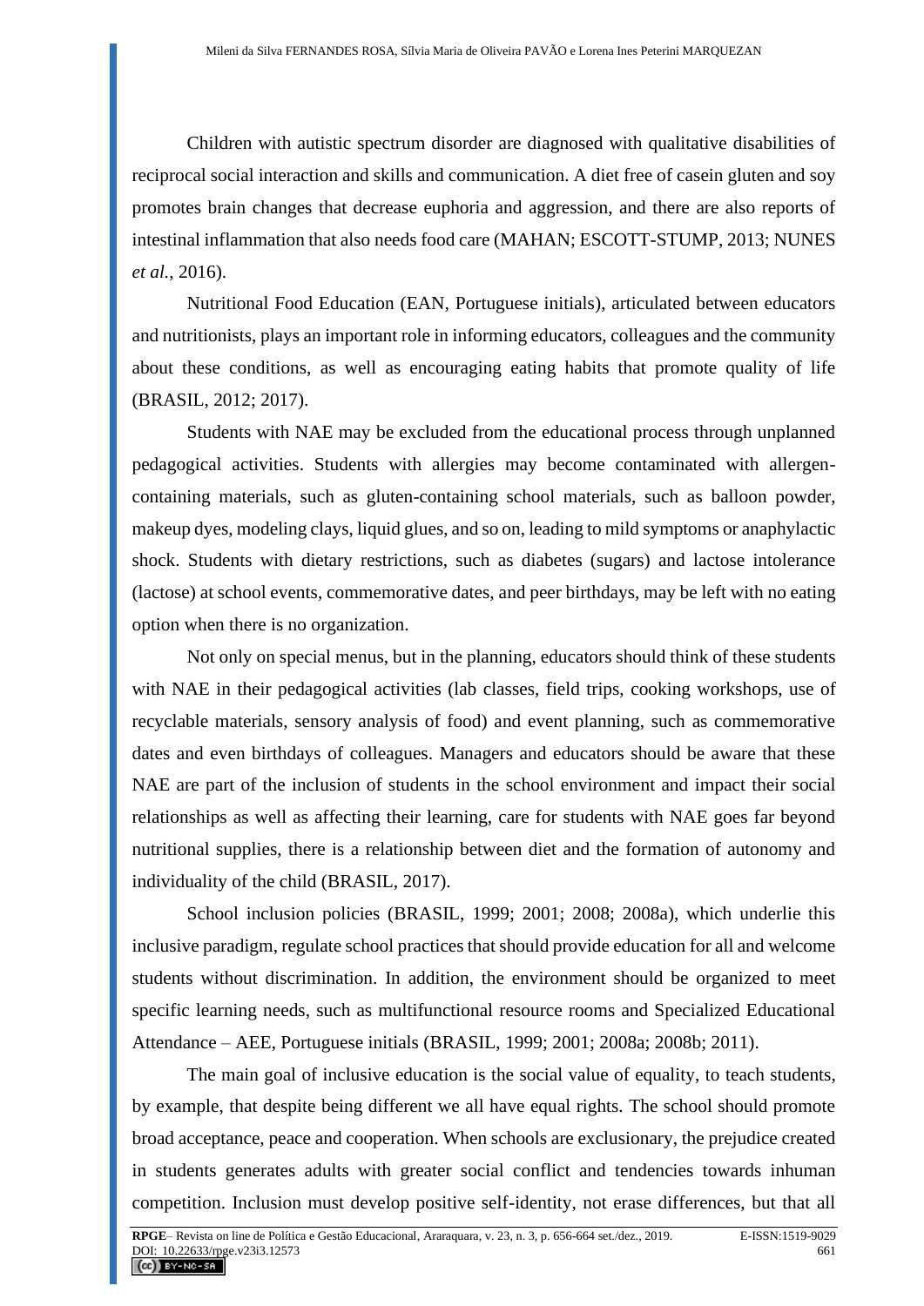Children with autistic spectrum disorder are diagnosed with qualitative disabilities of reciprocal social interaction and skills and communication. A diet free of casein gluten and soy promotes brain changes that decrease euphoria and aggression, and there are also reports of intestinal inflammation that also needs food care (MAHAN; ESCOTT-STUMP, 2013; NUNES *et al.*, 2016).

Nutritional Food Education (EAN, Portuguese initials), articulated between educators and nutritionists, plays an important role in informing educators, colleagues and the community about these conditions, as well as encouraging eating habits that promote quality of life (BRASIL, 2012; 2017).

Students with NAE may be excluded from the educational process through unplanned pedagogical activities. Students with allergies may become contaminated with allergen-containing materials, such as gluten-containing school materials, such as balloon powder, makeup dyes, modeling clays, liquid glues, and so on, leading to mild symptoms or anaphylactic shock. Students with dietary restrictions, such as diabetes (sugars) and lactose intolerance (lactose) at school events, commemorative dates, and peer birthdays, may be left with no eating option when there is no organization.

Not only on special menus, but in the planning, educators should think of these students with NAE in their pedagogical activities (lab classes, field trips, cooking workshops, use of recyclable materials, sensory analysis of food) and event planning, such as commemorative dates and even birthdays of colleagues. Managers and educators should be aware that these NAE are part of the inclusion of students in the school environment and impact their social relationships as well as affecting their learning, care for students with NAE goes far beyond nutritional supplies, there is a relationship between diet and the formation of autonomy and individuality of the child (BRASIL, 2017).

School inclusion policies (BRASIL, 1999; 2001; 2008; 2008a), which underlie this inclusive paradigm, regulate school practices that should provide education for all and welcome students without discrimination. In addition, the environment should be organized to meet specific learning needs, such as multifunctional resource rooms and Specialized Educational Attendance – AEE, Portuguese initials (BRASIL, 1999; 2001; 2008a; 2008b; 2011).

The main goal of inclusive education is the social value of equality, to teach students, by example, that despite being different we all have equal rights. The school should promote broad acceptance, peace and cooperation. When schools are exclusionary, the prejudice created in students generates adults with greater social conflict and tendencies towards inhuman competition. Inclusion must develop positive self-identity, not erase differences, but that all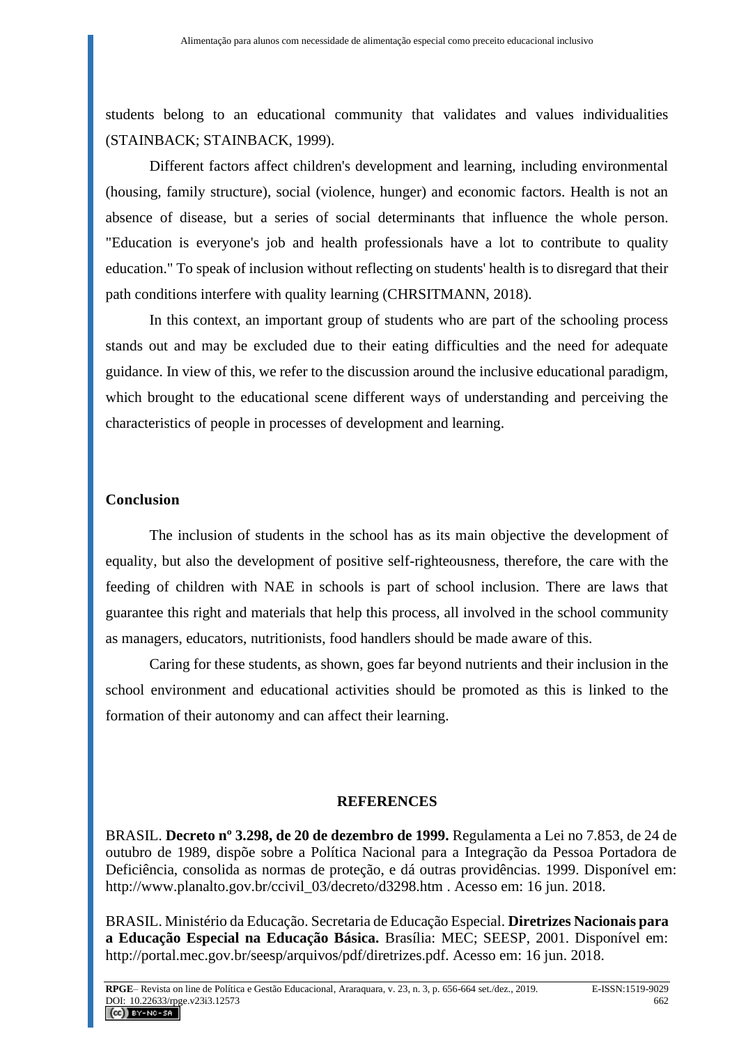students belong to an educational community that validates and values individualities (STAINBACK; STAINBACK, 1999).

Different factors affect children's development and learning, including environmental (housing, family structure), social (violence, hunger) and economic factors. Health is not an absence of disease, but a series of social determinants that influence the whole person. "Education is everyone's job and health professionals have a lot to contribute to quality education." To speak of inclusion without reflecting on students' health is to disregard that their path conditions interfere with quality learning (CHRSITMANN, 2018).

In this context, an important group of students who are part of the schooling process stands out and may be excluded due to their eating difficulties and the need for adequate guidance. In view of this, we refer to the discussion around the inclusive educational paradigm, which brought to the educational scene different ways of understanding and perceiving the characteristics of people in processes of development and learning.

## Conclusion

The inclusion of students in the school has as its main objective the development of equality, but also the development of positive self-righteousness, therefore, the care with the feeding of children with NAE in schools is part of school inclusion. There are laws that guarantee this right and materials that help this process, all involved in the school community as managers, educators, nutritionists, food handlers should be made aware of this.

Caring for these students, as shown, goes far beyond nutrients and their inclusion in the school environment and educational activities should be promoted as this is linked to the formation of their autonomy and can affect their learning.

## REFERENCES

BRASIL. **Decreto nº 3.298, de 20 de dezembro de 1999.** Regulamenta a Lei no 7.853, de 24 de outubro de 1989, dispõe sobre a Política Nacional para a Integração da Pessoa Portadora de Deficiência, consolida as normas de proteção, e dá outras providências. 1999. Disponível em: http://www.planalto.gov.br/ccivil_03/decreto/d3298.htm . Acesso em: 16 jun. 2018.

BRASIL. Ministério da Educação. Secretaria de Educação Especial. **Diretrizes Nacionais para a Educação Especial na Educação Básica.** Brasília: MEC; SEESP, 2001. Disponível em: http://portal.mec.gov.br/seesp/arquivos/pdf/diretrizes.pdf. Acesso em: 16 jun. 2018.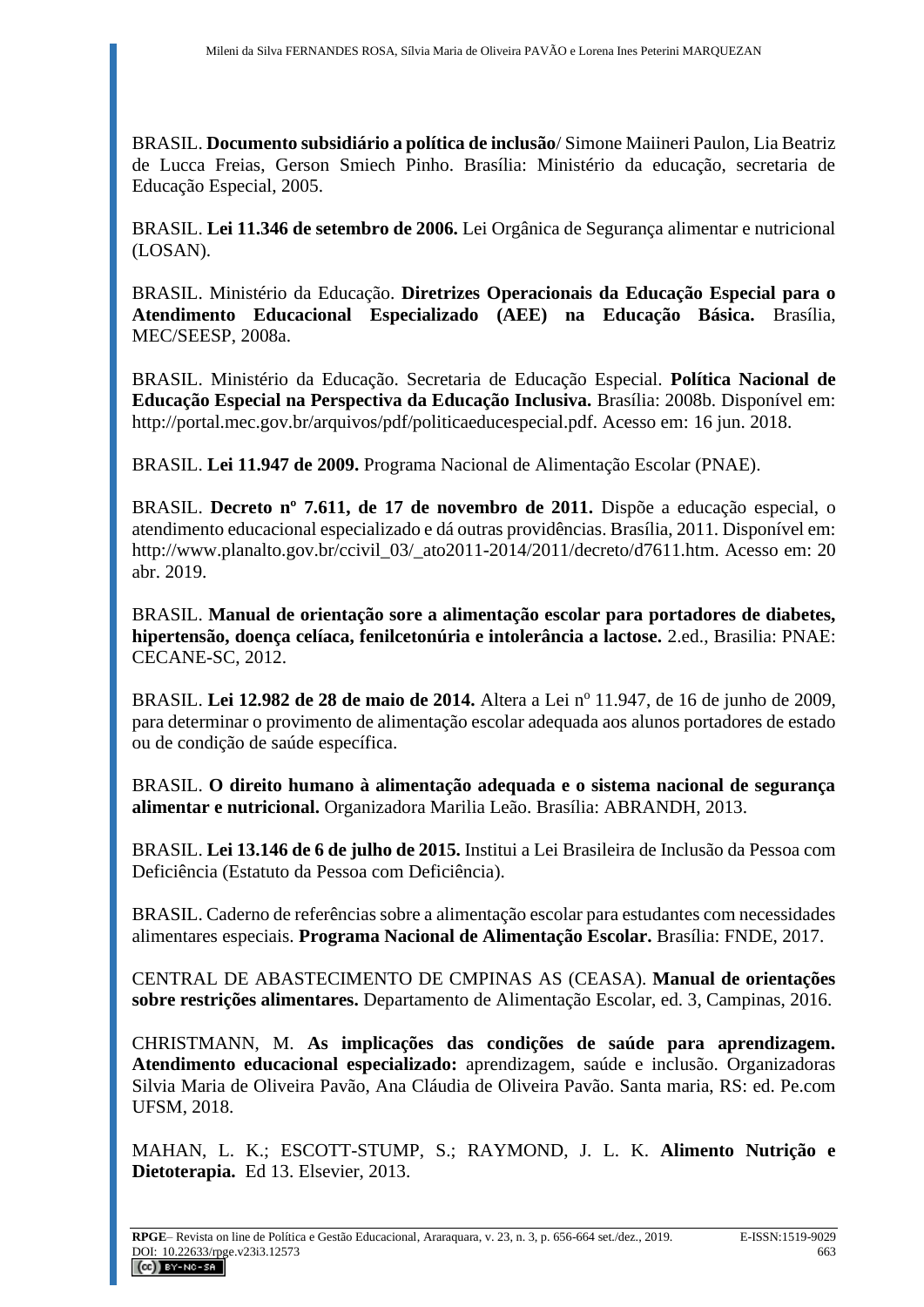BRASIL. **Documento subsidiário a política de inclusão**/ Simone Maiineri Paulon, Lia Beatriz de Lucca Freias, Gerson Smiech Pinho. Brasília: Ministério da educação, secretaria de Educação Especial, 2005.

BRASIL. **Lei 11.346 de setembro de 2006.** Lei Orgânica de Segurança alimentar e nutricional (LOSAN).

BRASIL. Ministério da Educação. **Diretrizes Operacionais da Educação Especial para o Atendimento Educacional Especializado (AEE) na Educação Básica.** Brasília, MEC/SEESP, 2008a.

BRASIL. Ministério da Educação. Secretaria de Educação Especial. **Política Nacional de Educação Especial na Perspectiva da Educação Inclusiva.** Brasília: 2008b. Disponível em: http://portal.mec.gov.br/arquivos/pdf/politicaeducespecial.pdf. Acesso em: 16 jun. 2018.

BRASIL. **Lei 11.947 de 2009.** Programa Nacional de Alimentação Escolar (PNAE).

BRASIL. **Decreto nº 7.611, de 17 de novembro de 2011.** Dispõe a educação especial, o atendimento educacional especializado e dá outras providências. Brasília, 2011. Disponível em: http://www.planalto.gov.br/ccivil_03/_ato2011-2014/2011/decreto/d7611.htm. Acesso em: 20 abr. 2019.

BRASIL. **Manual de orientação sore a alimentação escolar para portadores de diabetes, hipertensão, doença celíaca, fenilcetonúria e intolerância a lactose.** 2.ed., Brasilia: PNAE: CECANE-SC, 2012.

BRASIL. **Lei 12.982 de 28 de maio de 2014.** Altera a Lei nº 11.947, de 16 de junho de 2009, para determinar o provimento de alimentação escolar adequada aos alunos portadores de estado ou de condição de saúde específica.

BRASIL. **O direito humano à alimentação adequada e o sistema nacional de segurança alimentar e nutricional.** Organizadora Marilia Leão. Brasília: ABRANDH, 2013.

BRASIL. **Lei 13.146 de 6 de julho de 2015.** Institui a Lei Brasileira de Inclusão da Pessoa com Deficiência (Estatuto da Pessoa com Deficiência).

BRASIL. Caderno de referências sobre a alimentação escolar para estudantes com necessidades alimentares especiais. **Programa Nacional de Alimentação Escolar.** Brasília: FNDE, 2017.

CENTRAL DE ABASTECIMENTO DE CMPINAS AS (CEASA). **Manual de orientações sobre restrições alimentares.** Departamento de Alimentação Escolar, ed. 3, Campinas, 2016.

CHRISTMANN, M. **As implicações das condições de saúde para aprendizagem. Atendimento educacional especializado:** aprendizagem, saúde e inclusão. Organizadoras Silvia Maria de Oliveira Pavão, Ana Cláudia de Oliveira Pavão. Santa maria, RS: ed. Pe.com UFSM, 2018.

MAHAN, L. K.; ESCOTT-STUMP, S.; RAYMOND, J. L. K. **Alimento Nutrição e Dietoterapia.** Ed 13. Elsevier, 2013.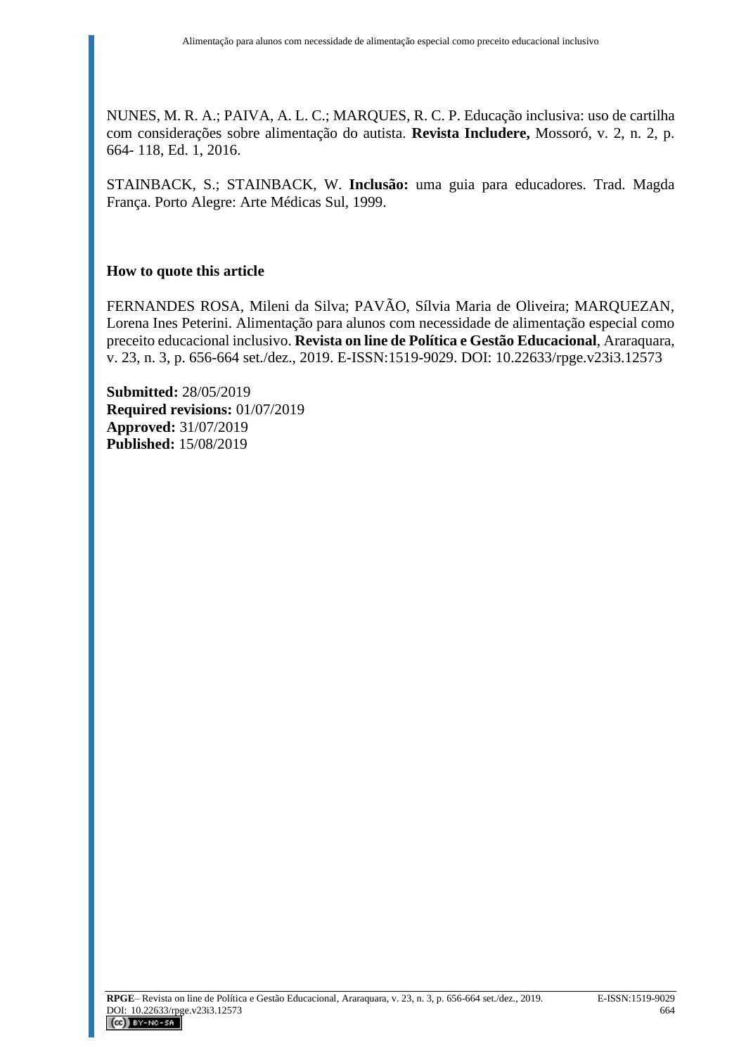NUNES, M. R. A.; PAIVA, A. L. C.; MARQUES, R. C. P. Educação inclusiva: uso de cartilha com considerações sobre alimentação do autista. **Revista Includere,** Mossoró, v. 2, n. 2, p. 664- 118, Ed. 1, 2016.

STAINBACK, S.; STAINBACK, W. **Inclusão:** uma guia para educadores. Trad. Magda França. Porto Alegre: Arte Médicas Sul, 1999.

### How to quote this article

FERNANDES ROSA, Mileni da Silva; PAVÃO, Sílvia Maria de Oliveira; MARQUEZAN, Lorena Ines Peterini. Alimentação para alunos com necessidade de alimentação especial como preceito educacional inclusivo. **Revista on line de Política e Gestão Educacional**, Araraquara, v. 23, n. 3, p. 656-664 set./dez., 2019. E-ISSN:1519-9029. DOI: 10.22633/rpge.v23i3.12573

**Submitted:** 28/05/2019
**Required revisions:** 01/07/2019
**Approved:** 31/07/2019
**Published:** 15/08/2019